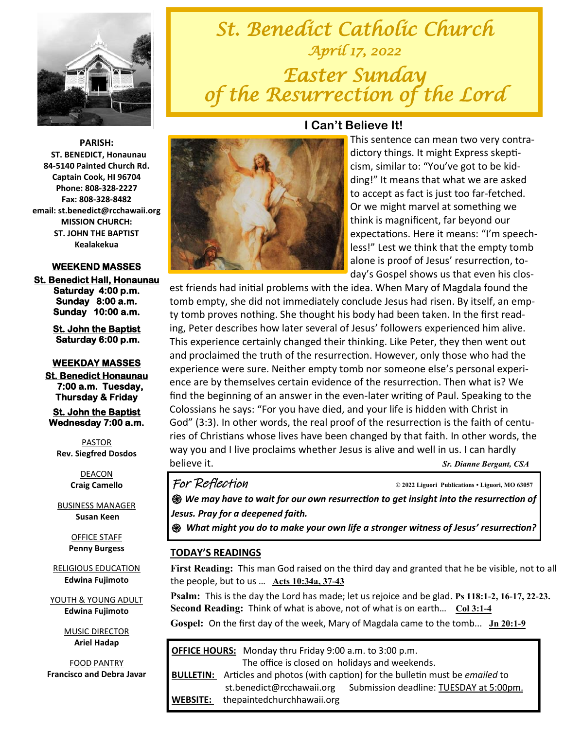# St. Benedict Catholic Church

## April 17, 2022

# Easter Sunday of the Resurrection of the Lord

**PARISH:**
**ST. BENEDICT, Honaunau**
**84-5140 Painted Church Rd.**
**Captain Cook, HI 96704**
**Phone: 808-328-2227**
**Fax: 808-328-8482**
**email: st.benedict@rcchawaii.org**
**MISSION CHURCH:**
**ST. JOHN THE BAPTIST**
**Kealakekua**

**WEEKEND MASSES**

**St. Benedict Hall, Honaunau**
**Saturday 4:00 p.m.**
**Sunday 8:00 a.m.**
**Sunday 10:00 a.m.**

**St. John the Baptist**
**Saturday 6:00 p.m.**

**WEEKDAY MASSES**

**St. Benedict Honaunau**
**7:00 a.m. Tuesday, Thursday & Friday**

**St. John the Baptist**
**Wednesday 7:00 a.m.**

PASTOR
**Rev. Siegfred Dosdos**

DEACON
**Craig Camello**

BUSINESS MANAGER
**Susan Keen**

OFFICE STAFF
**Penny Burgess**

RELIGIOUS EDUCATION
**Edwina Fujimoto**

YOUTH & YOUNG ADULT
**Edwina Fujimoto**

MUSIC DIRECTOR
**Ariel Hadap**

FOOD PANTRY
**Francisco and Debra Javar**

## I Can't Believe It!

This sentence can mean two very contradictory things. It might Express skepticism, similar to: "You've got to be kidding!" It means that what we are asked to accept as fact is just too far-fetched. Or we might marvel at something we think is magnificent, far beyond our expectations. Here it means: "I'm speechless!" Lest we think that the empty tomb alone is proof of Jesus' resurrection, today's Gospel shows us that even his closest friends had initial problems with the idea. When Mary of Magdala found the tomb empty, she did not immediately conclude Jesus had risen. By itself, an empty tomb proves nothing. She thought his body had been taken. In the first reading, Peter describes how later several of Jesus' followers experienced him alive. This experience certainly changed their thinking. Like Peter, they then went out and proclaimed the truth of the resurrection. However, only those who had the experience were sure. Neither empty tomb nor someone else's personal experience are by themselves certain evidence of the resurrection. Then what is? We find the beginning of an answer in the even-later writing of Paul. Speaking to the Colossians he says: "For you have died, and your life is hidden with Christ in God" (3:3). In other words, the real proof of the resurrection is the faith of centuries of Christians whose lives have been changed by that faith. In other words, the way you and I live proclaims whether Jesus is alive and well in us. I can hardly believe it.

*Sr. Dianne Bergant, CSA*

### For Reflection

© 2022 Liguori Publications • Liguori, MO 63057

- ***We may have to wait for our own resurrection to get insight into the resurrection of Jesus. Pray for a deepened faith.***
- ***What might you do to make your own life a stronger witness of Jesus' resurrection?***

### TODAY'S READINGS

**First Reading:** This man God raised on the third day and granted that he be visible, not to all the people, but to us … **Acts 10:34a, 37-43**

**Psalm:** This is the day the Lord has made; let us rejoice and be glad**. Ps 118:1-2, 16-17, 22-23.**

**Second Reading:** Think of what is above, not of what is on earth… **Col 3:1-4**

**Gospel:** On the first day of the week, Mary of Magdala came to the tomb... **Jn 20:1-9**

**OFFICE HOURS:** Monday thru Friday 9:00 a.m. to 3:00 p.m.
The office is closed on holidays and weekends.

**BULLETIN:** Articles and photos (with caption) for the bulletin must be *emailed* to st.benedict@rcchawaii.org Submission deadline: TUESDAY at 5:00pm.

**WEBSITE:** thepaintedchurchhawaii.org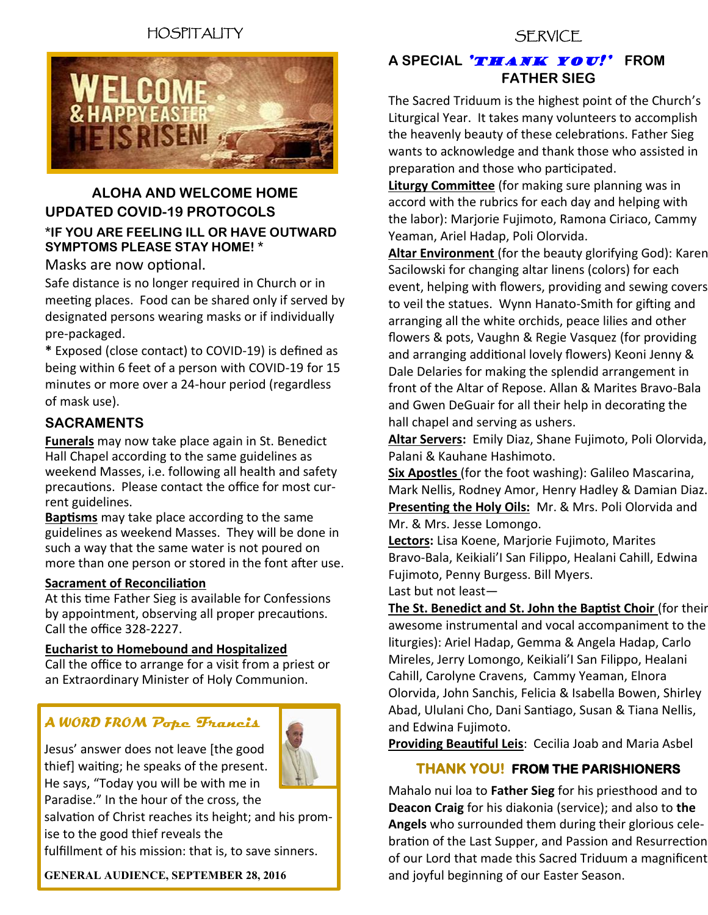## HOSPITALITY

WELCOME & HAPPY EASTER HE IS RISEN!

### ALOHA AND WELCOME HOME

### UPDATED COVID-19 PROTOCOLS

***IF YOU ARE FEELING ILL OR HAVE OUTWARD SYMPTOMS PLEASE STAY HOME!** *

Masks are now optional.

Safe distance is no longer required in Church or in meeting places. Food can be shared only if served by designated persons wearing masks or if individually pre-packaged.

**\*** Exposed (close contact) to COVID-19) is defined as being within 6 feet of a person with COVID-19 for 15 minutes or more over a 24-hour period (regardless of mask use).

### SACRAMENTS

**Funerals** may now take place again in St. Benedict Hall Chapel according to the same guidelines as weekend Masses, i.e. following all health and safety precautions. Please contact the office for most current guidelines.

**Baptisms** may take place according to the same guidelines as weekend Masses. They will be done in such a way that the same water is not poured on more than one person or stored in the font after use.

**Sacrament of Reconciliation**

At this time Father Sieg is available for Confessions by appointment, observing all proper precautions. Call the office 328-2227.

**Eucharist to Homebound and Hospitalized**

Call the office to arrange for a visit from a priest or an Extraordinary Minister of Holy Communion.

### *A WORD FROM Pope Francis*

Jesus' answer does not leave [the good thief] waiting; he speaks of the present. He says, "Today you will be with me in Paradise." In the hour of the cross, the salvation of Christ reaches its height; and his promise to the good thief reveals the fulfillment of his mission: that is, to save sinners.

**GENERAL AUDIENCE, SEPTEMBER 28, 2016**

## SERVICE

### A SPECIAL *'THANK YOU!'* FROM FATHER SIEG

The Sacred Triduum is the highest point of the Church's Liturgical Year. It takes many volunteers to accomplish the heavenly beauty of these celebrations. Father Sieg wants to acknowledge and thank those who assisted in preparation and those who participated.

**Liturgy Committee** (for making sure planning was in accord with the rubrics for each day and helping with the labor): Marjorie Fujimoto, Ramona Ciriaco, Cammy Yeaman, Ariel Hadap, Poli Olorvida.

**Altar Environment** (for the beauty glorifying God): Karen Sacilowski for changing altar linens (colors) for each event, helping with flowers, providing and sewing covers to veil the statues. Wynn Hanato-Smith for gifting and arranging all the white orchids, peace lilies and other flowers & pots, Vaughn & Regie Vasquez (for providing and arranging additional lovely flowers) Keoni Jenny & Dale Delaries for making the splendid arrangement in front of the Altar of Repose. Allan & Marites Bravo-Bala and Gwen DeGuair for all their help in decorating the hall chapel and serving as ushers.

**Altar Servers:** Emily Diaz, Shane Fujimoto, Poli Olorvida, Palani & Kauhane Hashimoto.

**Six Apostles** (for the foot washing): Galileo Mascarina, Mark Nellis, Rodney Amor, Henry Hadley & Damian Diaz.

**Presenting the Holy Oils:** Mr. & Mrs. Poli Olorvida and Mr. & Mrs. Jesse Lomongo.

**Lectors:** Lisa Koene, Marjorie Fujimoto, Marites Bravo-Bala, Keikiali'I San Filippo, Healani Cahill, Edwina Fujimoto, Penny Burgess. Bill Myers.

Last but not least—

**The St. Benedict and St. John the Baptist Choir** (for their awesome instrumental and vocal accompaniment to the liturgies): Ariel Hadap, Gemma & Angela Hadap, Carlo Mireles, Jerry Lomongo, Keikiali'I San Filippo, Healani Cahill, Carolyne Cravens, Cammy Yeaman, Elnora Olorvida, John Sanchis, Felicia & Isabella Bowen, Shirley Abad, Ululani Cho, Dani Santiago, Susan & Tiana Nellis, and Edwina Fujimoto.

**Providing Beautiful Leis**: Cecilia Joab and Maria Asbel

### THANK YOU! FROM THE PARISHIONERS

Mahalo nui loa to **Father Sieg** for his priesthood and to **Deacon Craig** for his diakonia (service); and also to **the Angels** who surrounded them during their glorious celebration of the Last Supper, and Passion and Resurrection of our Lord that made this Sacred Triduum a magnificent and joyful beginning of our Easter Season.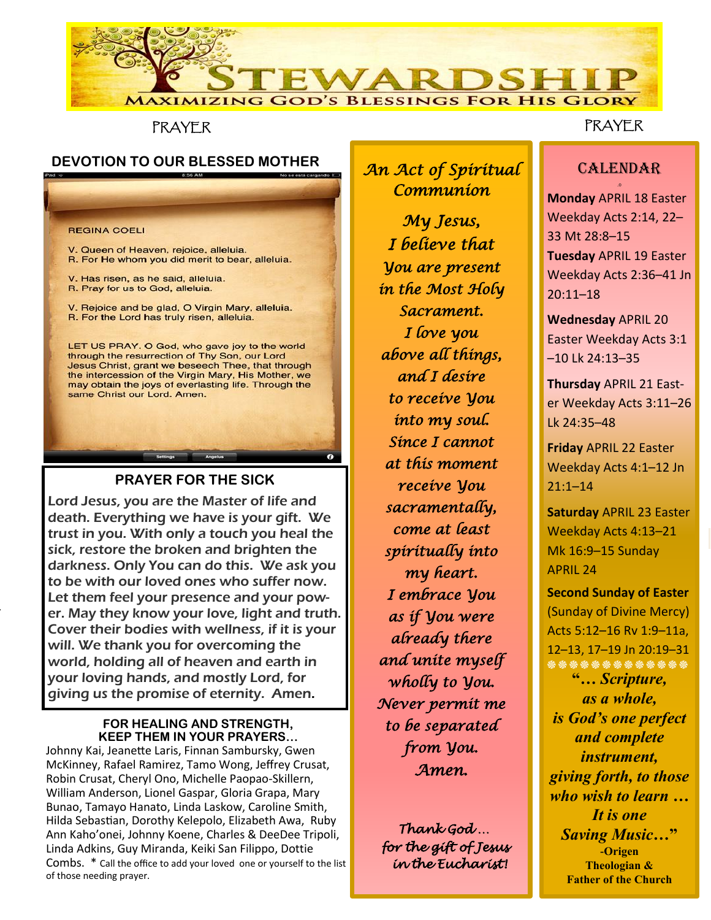# STEWARDSHIP

MAXIMIZING GOD'S BLESSINGS FOR HIS GLORY

PRAYER

## DEVOTION TO OUR BLESSED MOTHER

REGINA COELI

V. Queen of Heaven, rejoice, alleluia.
R. For He whom you did merit to bear, alleluia.

V. Has risen, as he said, alleluia.
R. Pray for us to God, alleluia.

V. Rejoice and be glad, O Virgin Mary, alleluia.
R. For the Lord has truly risen, alleluia.

LET US PRAY. O God, who gave joy to the world through the resurrection of Thy Son, our Lord Jesus Christ, grant we beseech Thee, that through the intercession of the Virgin Mary, His Mother, we may obtain the joys of everlasting life. Through the same Christ our Lord. Amen.

## PRAYER FOR THE SICK

Lord Jesus, you are the Master of life and death. Everything we have is your gift. We trust in you. With only a touch you heal the sick, restore the broken and brighten the darkness. Only You can do this. We ask you to be with our loved ones who suffer now. Let them feel your presence and your power. May they know your love, light and truth. Cover their bodies with wellness, if it is your will. We thank you for overcoming the world, holding all of heaven and earth in your loving hands, and mostly Lord, for giving us the promise of eternity. Amen.

### FOR HEALING AND STRENGTH, KEEP THEM IN YOUR PRAYERS…

Johnny Kai, Jeanette Laris, Finnan Samburksy, Gwen McKinney, Rafael Ramirez, Tamo Wong, Jeffrey Crusat, Robin Crusat, Cheryl Ono, Michelle Paopao-Skillern, William Anderson, Lionel Gaspar, Gloria Grapa, Mary Bunao, Tamayo Hanato, Linda Laskow, Caroline Smith, Hilda Sebastian, Dorothy Kelepolo, Elizabeth Awa, Ruby Ann Kaho'onei, Johnny Koene, Charles & DeeDee Tripoli, Linda Adkins, Guy Miranda, Keiki San Filippo, Dottie Combs. * Call the office to add your loved one or yourself to the list of those needing prayer.

## *An Act of Spiritual Communion*

*My Jesus,
I believe that
You are present
in the Most Holy
Sacrament.
I love you
above all things,
and I desire
to receive You
into my soul.
Since I cannot
at this moment
receive You
sacramentally,
come at least
spiritually into
my heart.
I embrace You
as if You were
already there
and unite myself
wholly to You.
Never permit me
to be separated
from You.
Amen.*

*Thank God…
for the gift of Jesus
in the Eucharist!*

PRAYER

## CALENDAR

**Monday** APRIL 18 Easter Weekday Acts 2:14, 22–33 Mt 28:8–15

**Tuesday** APRIL 19 Easter Weekday Acts 2:36–41 Jn 20:11–18

**Wednesday** APRIL 20 Easter Weekday Acts 3:1–10 Lk 24:13–35

**Thursday** APRIL 21 Easter Weekday Acts 3:11–26 Lk 24:35–48

**Friday** APRIL 22 Easter Weekday Acts 4:1–12 Jn 21:1–14

**Saturday** APRIL 23 Easter Weekday Acts 4:13–21 Mk 16:9–15 Sunday APRIL 24

**Second Sunday of Easter** (Sunday of Divine Mercy) Acts 5:12–16 Rv 1:9–11a, 12–13, 17–19 Jn 20:19–31

***"… Scripture, as a whole, is God's one perfect and complete instrument, giving forth, to those who wish to learn … It is one Saving Music…"***

**-Origen
Theologian &
Father of the Church**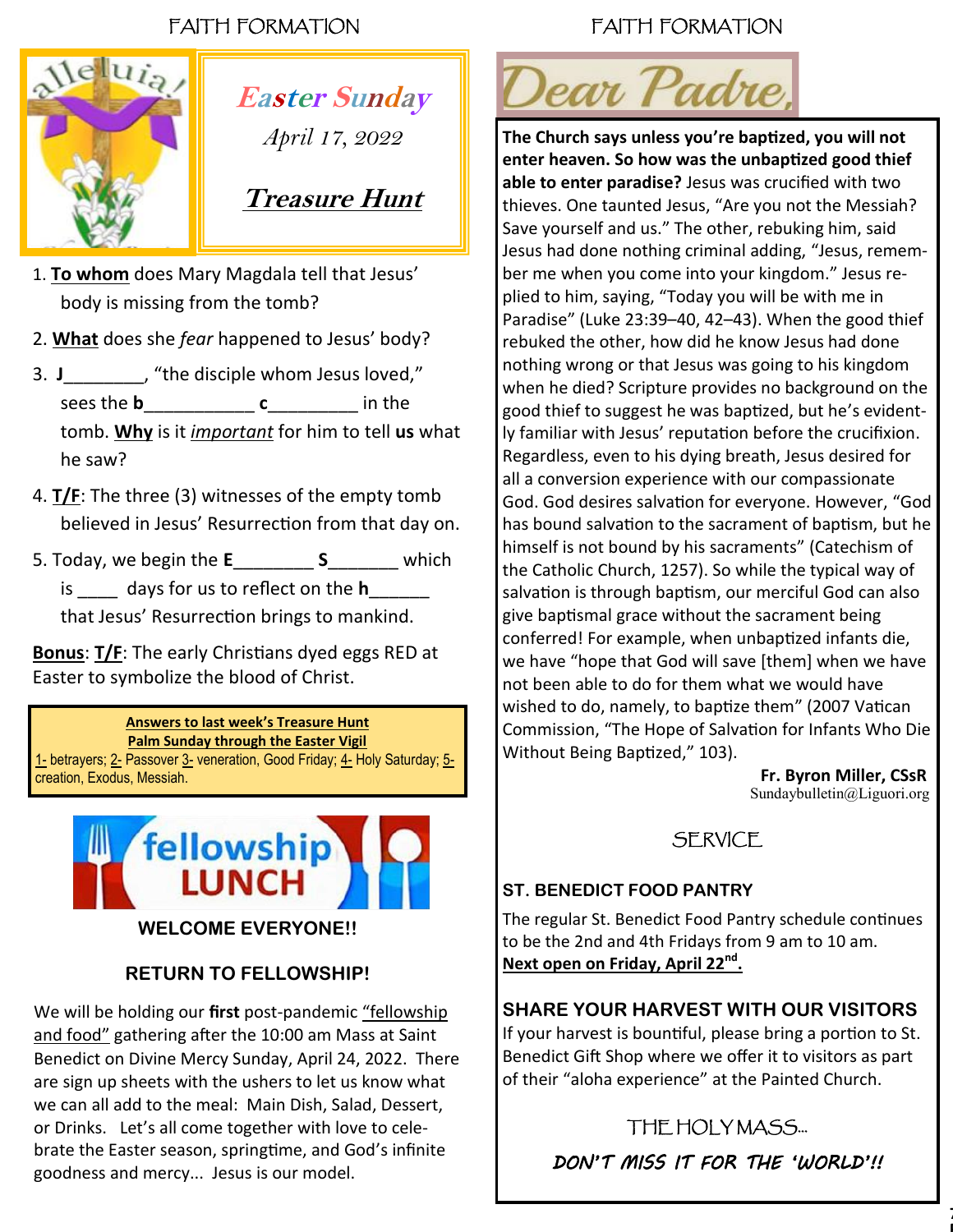## FAITH FORMATION

### *Easter Sunday*

*April 17, 2022*

### ***Treasure Hunt***

1. **To whom** does Mary Magdala tell that Jesus' body is missing from the tomb?
2. **What** does she *fear* happened to Jesus' body?
3. **J**________, "the disciple whom Jesus loved," sees the **b**___________ **c**_________ in the tomb. **Why** is it *important* for him to tell **us** what he saw?
4. **T/F**: The three (3) witnesses of the empty tomb believed in Jesus' Resurrection from that day on.
5. Today, we begin the **E**________ **S**_______ which is ____ days for us to reflect on the **h**______ that Jesus' Resurrection brings to mankind.

**Bonus**: **T/F**: The early Christians dyed eggs RED at Easter to symbolize the blood of Christ.

**Answers to last week's Treasure Hunt**
**Palm Sunday through the Easter Vigil**
1- betrayers; 2- Passover 3- veneration, Good Friday; 4- Holy Saturday; 5- creation, Exodus, Messiah.

fellowship LUNCH

**WELCOME EVERYONE!!**

**RETURN TO FELLOWSHIP!**

We will be holding our **first** post-pandemic "fellowship and food" gathering after the 10:00 am Mass at Saint Benedict on Divine Mercy Sunday, April 24, 2022. There are sign up sheets with the ushers to let us know what we can all add to the meal: Main Dish, Salad, Dessert, or Drinks. Let's all come together with love to celebrate the Easter season, springtime, and God's infinite goodness and mercy... Jesus is our model.

## FAITH FORMATION

### Dear Padre,

**The Church says unless you're baptized, you will not enter heaven. So how was the unbaptized good thief able to enter paradise?** Jesus was crucified with two thieves. One taunted Jesus, "Are you not the Messiah? Save yourself and us." The other, rebuking him, said Jesus had done nothing criminal adding, "Jesus, remember me when you come into your kingdom." Jesus replied to him, saying, "Today you will be with me in Paradise" (Luke 23:39–40, 42–43). When the good thief rebuked the other, how did he know Jesus had done nothing wrong or that Jesus was going to his kingdom when he died? Scripture provides no background on the good thief to suggest he was baptized, but he's evidently familiar with Jesus' reputation before the crucifixion. Regardless, even to his dying breath, Jesus desired for all a conversion experience with our compassionate God. God desires salvation for everyone. However, "God has bound salvation to the sacrament of baptism, but he himself is not bound by his sacraments" (Catechism of the Catholic Church, 1257). So while the typical way of salvation is through baptism, our merciful God can also give baptismal grace without the sacrament being conferred! For example, when unbaptized infants die, we have "hope that God will save [them] when we have not been able to do for them what we would have wished to do, namely, to baptize them" (2007 Vatican Commission, "The Hope of Salvation for Infants Who Die Without Being Baptized," 103).

**Fr. Byron Miller, CSsR**
Sundaybulletin@Liguori.org

## SERVICE

### ST. BENEDICT FOOD PANTRY

The regular St. Benedict Food Pantry schedule continues to be the 2nd and 4th Fridays from 9 am to 10 am. **Next open on Friday, April 22nd.**

### SHARE YOUR HARVEST WITH OUR VISITORS

If your harvest is bountiful, please bring a portion to St. Benedict Gift Shop where we offer it to visitors as part of their "aloha experience" at the Painted Church.

THE HOLY MASS...

***DON'T MISS IT FOR THE 'WORLD'!!***